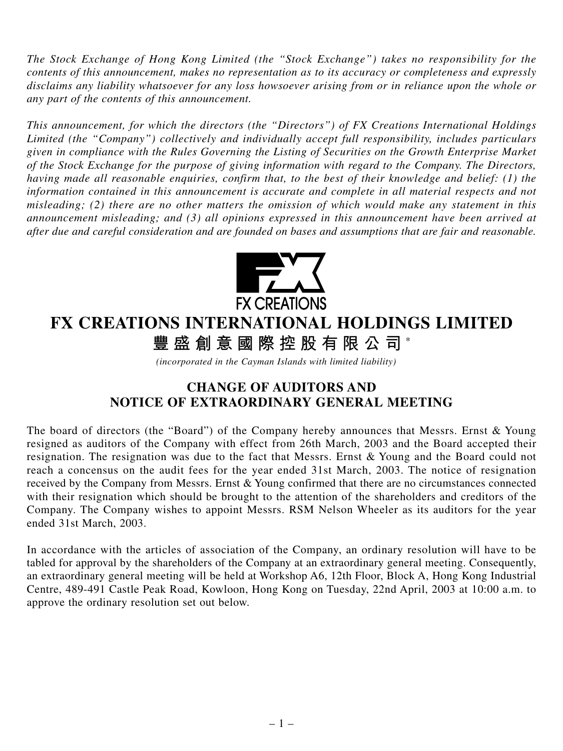*The Stock Exchange of Hong Kong Limited (the "Stock Exchange") takes no responsibility for the contents of this announcement, makes no representation as to its accuracy or completeness and expressly disclaims any liability whatsoever for any loss howsoever arising from or in reliance upon the whole or any part of the contents of this announcement.*

*This announcement, for which the directors (the "Directors") of FX Creations International Holdings Limited (the "Company") collectively and individually accept full responsibility, includes particulars given in compliance with the Rules Governing the Listing of Securities on the Growth Enterprise Market of the Stock Exchange for the purpose of giving information with regard to the Company. The Directors, having made all reasonable enquiries, confirm that, to the best of their knowledge and belief: (1) the information contained in this announcement is accurate and complete in all material respects and not misleading; (2) there are no other matters the omission of which would make any statement in this announcement misleading; and (3) all opinions expressed in this announcement have been arrived at after due and careful consideration and are founded on bases and assumptions that are fair and reasonable.*

FX CREATIONS

# FX CREATIONS INTERNATIONAL HOLDINGS LIMITED

# 豐盛創意國際控股有限公司*

*(incorporated in the Cayman Islands with limited liability)*

## CHANGE OF AUDITORS AND NOTICE OF EXTRAORDINARY GENERAL MEETING

The board of directors (the "Board") of the Company hereby announces that Messrs. Ernst & Young resigned as auditors of the Company with effect from 26th March, 2003 and the Board accepted their resignation. The resignation was due to the fact that Messrs. Ernst & Young and the Board could not reach a concensus on the audit fees for the year ended 31st March, 2003. The notice of resignation received by the Company from Messrs. Ernst & Young confirmed that there are no circumstances connected with their resignation which should be brought to the attention of the shareholders and creditors of the Company. The Company wishes to appoint Messrs. RSM Nelson Wheeler as its auditors for the year ended 31st March, 2003.

In accordance with the articles of association of the Company, an ordinary resolution will have to be tabled for approval by the shareholders of the Company at an extraordinary general meeting. Consequently, an extraordinary general meeting will be held at Workshop A6, 12th Floor, Block A, Hong Kong Industrial Centre, 489-491 Castle Peak Road, Kowloon, Hong Kong on Tuesday, 22nd April, 2003 at 10:00 a.m. to approve the ordinary resolution set out below.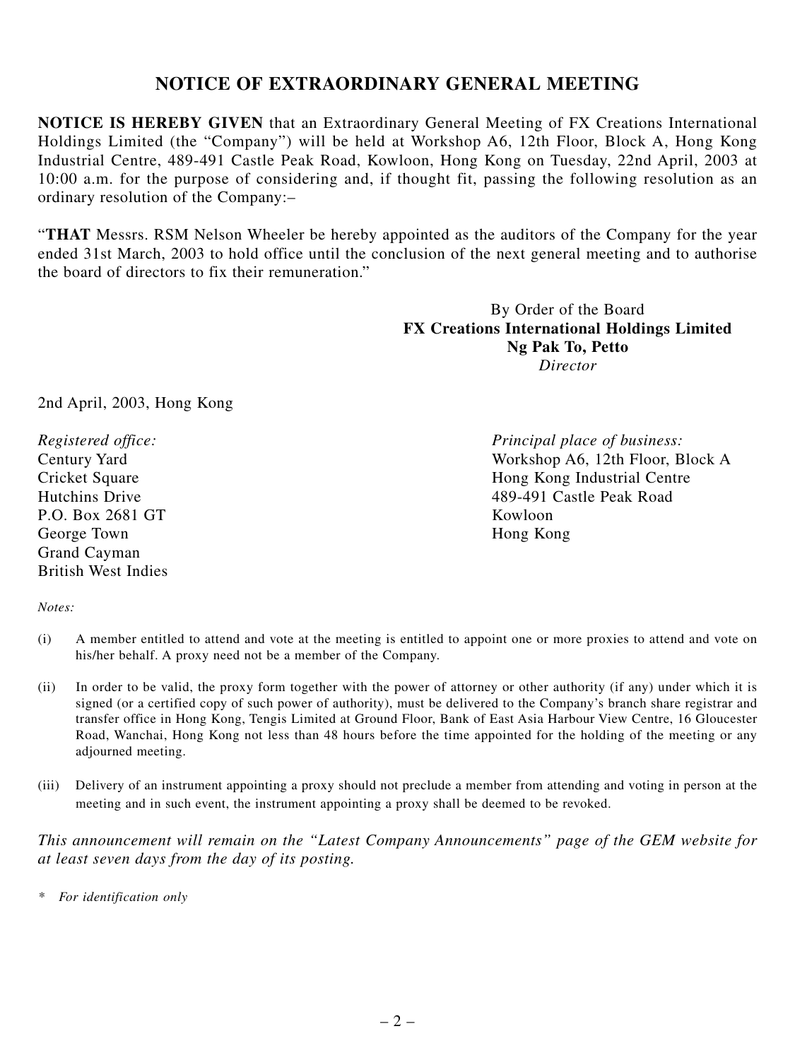# NOTICE OF EXTRAORDINARY GENERAL MEETING

**NOTICE IS HEREBY GIVEN** that an Extraordinary General Meeting of FX Creations International Holdings Limited (the "Company") will be held at Workshop A6, 12th Floor, Block A, Hong Kong Industrial Centre, 489-491 Castle Peak Road, Kowloon, Hong Kong on Tuesday, 22nd April, 2003 at 10:00 a.m. for the purpose of considering and, if thought fit, passing the following resolution as an ordinary resolution of the Company:–

"**THAT** Messrs. RSM Nelson Wheeler be hereby appointed as the auditors of the Company for the year ended 31st March, 2003 to hold office until the conclusion of the next general meeting and to authorise the board of directors to fix their remuneration."

By Order of the Board
**FX Creations International Holdings Limited**
**Ng Pak To, Petto**
*Director*

2nd April, 2003, Hong Kong

*Registered office:*
Century Yard
Cricket Square
Hutchins Drive
P.O. Box 2681 GT
George Town
Grand Cayman
British West Indies

*Principal place of business:*
Workshop A6, 12th Floor, Block A
Hong Kong Industrial Centre
489-491 Castle Peak Road
Kowloon
Hong Kong

*Notes:*

(i) A member entitled to attend and vote at the meeting is entitled to appoint one or more proxies to attend and vote on his/her behalf. A proxy need not be a member of the Company.

(ii) In order to be valid, the proxy form together with the power of attorney or other authority (if any) under which it is signed (or a certified copy of such power of authority), must be delivered to the Company's branch share registrar and transfer office in Hong Kong, Tengis Limited at Ground Floor, Bank of East Asia Harbour View Centre, 16 Gloucester Road, Wanchai, Hong Kong not less than 48 hours before the time appointed for the holding of the meeting or any adjourned meeting.

(iii) Delivery of an instrument appointing a proxy should not preclude a member from attending and voting in person at the meeting and in such event, the instrument appointing a proxy shall be deemed to be revoked.

*This announcement will remain on the "Latest Company Announcements" page of the GEM website for at least seven days from the day of its posting.*

\* *For identification only*